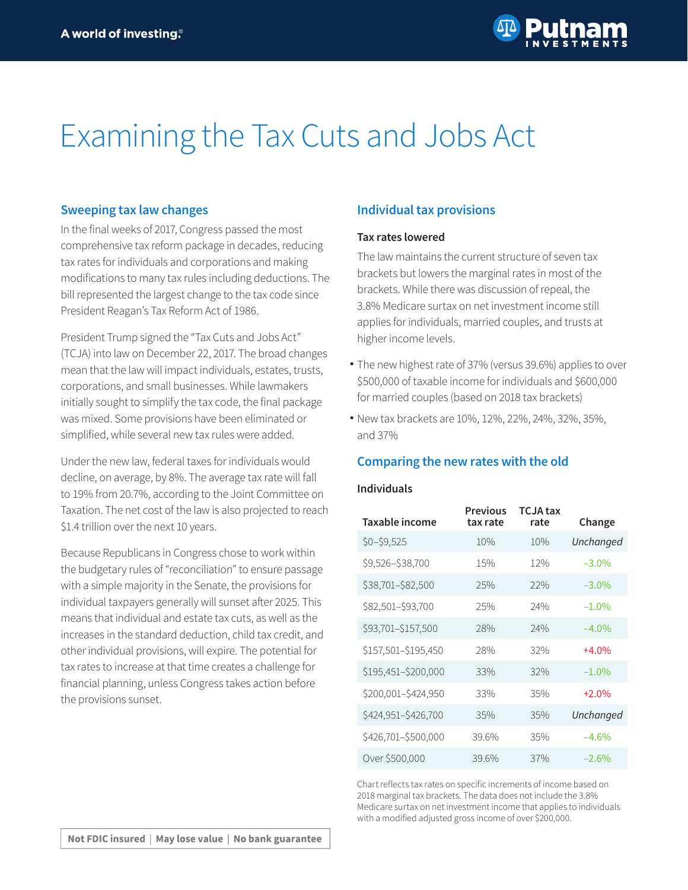# Examining the Tax Cuts and Jobs Act

## Sweeping tax law changes

In the final weeks of 2017, Congress passed the most comprehensive tax reform package in decades, reducing tax rates for individuals and corporations and making modifications to many tax rules including deductions. The bill represented the largest change to the tax code since President Reagan's Tax Reform Act of 1986.

President Trump signed the "Tax Cuts and Jobs Act" (TCJA) into law on December 22, 2017. The broad changes mean that the law will impact individuals, estates, trusts, corporations, and small businesses. While lawmakers initially sought to simplify the tax code, the final package was mixed. Some provisions have been eliminated or simplified, while several new tax rules were added.

Under the new law, federal taxes for individuals would decline, on average, by 8%. The average tax rate will fall to 19% from 20.7%, according to the Joint Committee on Taxation. The net cost of the law is also projected to reach $1.4 trillion over the next 10 years.

Because Republicans in Congress chose to work within the budgetary rules of "reconciliation" to ensure passage with a simple majority in the Senate, the provisions for individual taxpayers generally will sunset after 2025. This means that individual and estate tax cuts, as well as the increases in the standard deduction, child tax credit, and other individual provisions, will expire. The potential for tax rates to increase at that time creates a challenge for financial planning, unless Congress takes action before the provisions sunset.

## Individual tax provisions

### Tax rates lowered

The law maintains the current structure of seven tax brackets but lowers the marginal rates in most of the brackets. While there was discussion of repeal, the 3.8% Medicare surtax on net investment income still applies for individuals, married couples, and trusts at higher income levels.

- The new highest rate of 37% (versus 39.6%) applies to over $500,000 of taxable income for individuals and $600,000 for married couples (based on 2018 tax brackets)
- New tax brackets are 10%, 12%, 22%, 24%, 32%, 35%, and 37%

## Comparing the new rates with the old

### Individuals

| Taxable income | Previous tax rate | TCJA tax rate | Change |
|---|---|---|---|
| $0–$9,525 | 10% | 10% | *Unchanged* |
| $9,526–$38,700 | 15% | 12% | –3.0% |
| $38,701–$82,500 | 25% | 22% | –3.0% |
| $82,501–$93,700 | 25% | 24% | –1.0% |
| $93,701–$157,500 | 28% | 24% | –4.0% |
| $157,501–$195,450 | 28% | 32% | +4.0% |
| $195,451–$200,000 | 33% | 32% | –1.0% |
| $200,001–$424,950 | 33% | 35% | +2.0% |
| $424,951–$426,700 | 35% | 35% | *Unchanged* |
| $426,701–$500,000 | 39.6% | 35% | –4.6% |
| Over $500,000 | 39.6% | 37% | –2.6% |

Chart reflects tax rates on specific increments of income based on 2018 marginal tax brackets. The data does not include the 3.8% Medicare surtax on net investment income that applies to individuals with a modified adjusted gross income of over $200,000.

Not FDIC insured | May lose value | No bank guarantee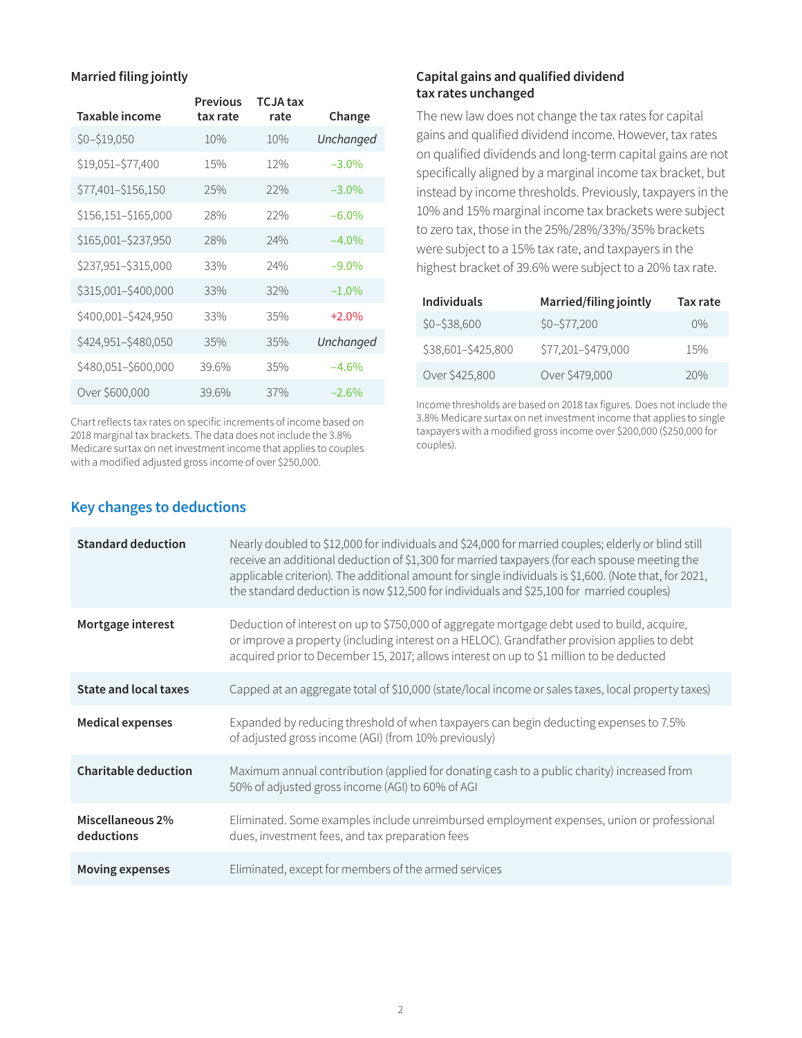### Married filing jointly

| Taxable income | Previous tax rate | TCJA tax rate | Change |
|---|---|---|---|
| $0–$19,050 | 10% | 10% | *Unchanged* |
| $19,051–$77,400 | 15% | 12% | –3.0% |
| $77,401–$156,150 | 25% | 22% | –3.0% |
| $156,151–$165,000 | 28% | 22% | –6.0% |
| $165,001–$237,950 | 28% | 24% | –4.0% |
| $237,951–$315,000 | 33% | 24% | –9.0% |
| $315,001–$400,000 | 33% | 32% | –1.0% |
| $400,001–$424,950 | 33% | 35% | +2.0% |
| $424,951–$480,050 | 35% | 35% | *Unchanged* |
| $480,051–$600,000 | 39.6% | 35% | –4.6% |
| Over $600,000 | 39.6% | 37% | –2.6% |

Chart reflects tax rates on specific increments of income based on 2018 marginal tax brackets. The data does not include the 3.8% Medicare surtax on net investment income that applies to couples with a modified adjusted gross income of over $250,000.

### Capital gains and qualified dividend tax rates unchanged

The new law does not change the tax rates for capital gains and qualified dividend income. However, tax rates on qualified dividends and long-term capital gains are not specifically aligned by a marginal income tax bracket, but instead by income thresholds. Previously, taxpayers in the 10% and 15% marginal income tax brackets were subject to zero tax, those in the 25%/28%/33%/35% brackets were subject to a 15% tax rate, and taxpayers in the highest bracket of 39.6% were subject to a 20% tax rate.

| Individuals | Married/filing jointly | Tax rate |
|---|---|---|
| $0–$38,600 | $0–$77,200 | 0% |
| $38,601–$425,800 | $77,201–$479,000 | 15% |
| Over $425,800 | Over $479,000 | 20% |

Income thresholds are based on 2018 tax figures. Does not include the 3.8% Medicare surtax on net investment income that applies to single taxpayers with a modified gross income over $200,000 ($250,000 for couples).

## Key changes to deductions

| | |
|---|---|
| **Standard deduction** | Nearly doubled to $12,000 for individuals and $24,000 for married couples; elderly or blind still receive an additional deduction of $1,300 for married taxpayers (for each spouse meeting the applicable criterion). The additional amount for single individuals is $1,600. (Note that, for 2021, the standard deduction is now $12,500 for individuals and $25,100 for married couples) |
| **Mortgage interest** | Deduction of interest on up to $750,000 of aggregate mortgage debt used to build, acquire, or improve a property (including interest on a HELOC). Grandfather provision applies to debt acquired prior to December 15, 2017; allows interest on up to $1 million to be deducted |
| **State and local taxes** | Capped at an aggregate total of $10,000 (state/local income or sales taxes, local property taxes) |
| **Medical expenses** | Expanded by reducing threshold of when taxpayers can begin deducting expenses to 7.5% of adjusted gross income (AGI) (from 10% previously) |
| **Charitable deduction** | Maximum annual contribution (applied for donating cash to a public charity) increased from 50% of adjusted gross income (AGI) to 60% of AGI |
| **Miscellaneous 2% deductions** | Eliminated. Some examples include unreimbursed employment expenses, union or professional dues, investment fees, and tax preparation fees |
| **Moving expenses** | Eliminated, except for members of the armed services |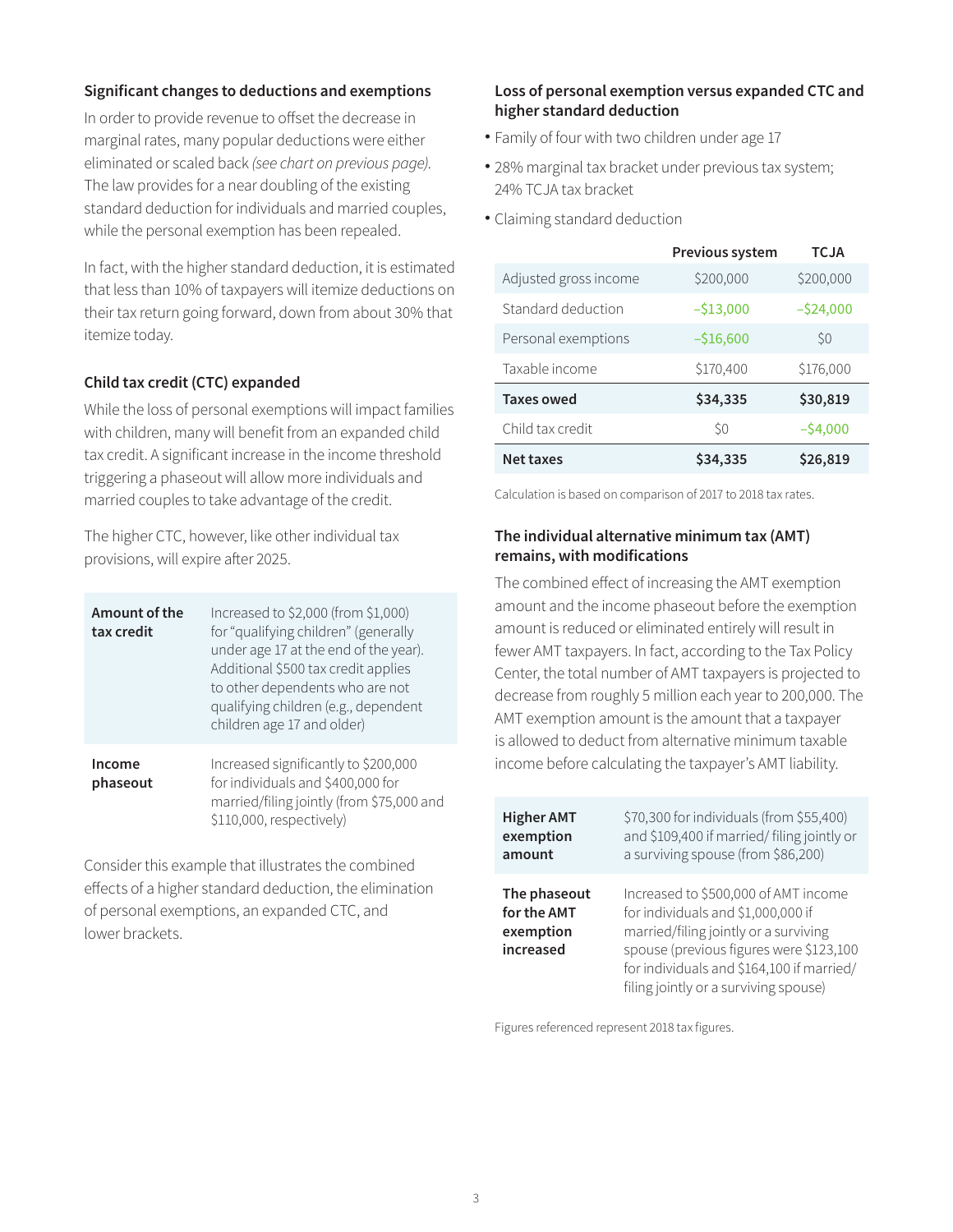### Significant changes to deductions and exemptions

In order to provide revenue to offset the decrease in marginal rates, many popular deductions were either eliminated or scaled back *(see chart on previous page)*. The law provides for a near doubling of the existing standard deduction for individuals and married couples, while the personal exemption has been repealed.

In fact, with the higher standard deduction, it is estimated that less than 10% of taxpayers will itemize deductions on their tax return going forward, down from about 30% that itemize today.

### Child tax credit (CTC) expanded

While the loss of personal exemptions will impact families with children, many will benefit from an expanded child tax credit. A significant increase in the income threshold triggering a phaseout will allow more individuals and married couples to take advantage of the credit.

The higher CTC, however, like other individual tax provisions, will expire after 2025.

| | |
|---|---|
| **Amount of the tax credit** | Increased to $2,000 (from $1,000) for "qualifying children" (generally under age 17 at the end of the year). Additional $500 tax credit applies to other dependents who are not qualifying children (e.g., dependent children age 17 and older) |
| **Income phaseout** | Increased significantly to $200,000 for individuals and $400,000 for married/filing jointly (from $75,000 and $110,000, respectively) |

Consider this example that illustrates the combined effects of a higher standard deduction, the elimination of personal exemptions, an expanded CTC, and lower brackets.

### Loss of personal exemption versus expanded CTC and higher standard deduction

- Family of four with two children under age 17
- 28% marginal tax bracket under previous tax system; 24% TCJA tax bracket
- Claiming standard deduction

| | Previous system | TCJA |
|---|---|---|
| Adjusted gross income | $200,000 | $200,000 |
| Standard deduction | –$13,000 | –$24,000 |
| Personal exemptions | –$16,600 | $0 |
| Taxable income | $170,400 | $176,000 |
| **Taxes owed** | **$34,335** | **$30,819** |
| Child tax credit | $0 | –$4,000 |
| **Net taxes** | **$34,335** | **$26,819** |

Calculation is based on comparison of 2017 to 2018 tax rates.

### The individual alternative minimum tax (AMT) remains, with modifications

The combined effect of increasing the AMT exemption amount and the income phaseout before the exemption amount is reduced or eliminated entirely will result in fewer AMT taxpayers. In fact, according to the Tax Policy Center, the total number of AMT taxpayers is projected to decrease from roughly 5 million each year to 200,000. The AMT exemption amount is the amount that a taxpayer is allowed to deduct from alternative minimum taxable income before calculating the taxpayer's AMT liability.

| | |
|---|---|
| **Higher AMT exemption amount** | $70,300 for individuals (from $55,400) and $109,400 if married/ filing jointly or a surviving spouse (from $86,200) |
| **The phaseout for the AMT exemption increased** | Increased to $500,000 of AMT income for individuals and $1,000,000 if married/filing jointly or a surviving spouse (previous figures were $123,100 for individuals and $164,100 if married/ filing jointly or a surviving spouse) |

Figures referenced represent 2018 tax figures.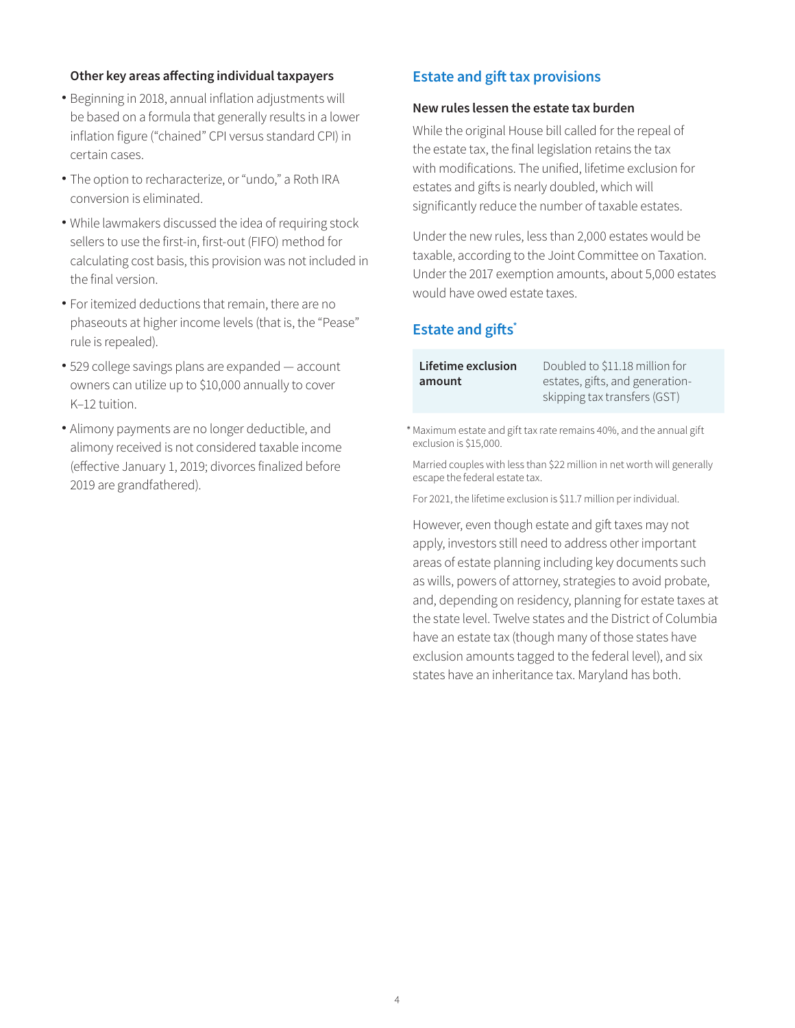### Other key areas affecting individual taxpayers

- Beginning in 2018, annual inflation adjustments will be based on a formula that generally results in a lower inflation figure ("chained" CPI versus standard CPI) in certain cases.
- The option to recharacterize, or "undo," a Roth IRA conversion is eliminated.
- While lawmakers discussed the idea of requiring stock sellers to use the first-in, first-out (FIFO) method for calculating cost basis, this provision was not included in the final version.
- For itemized deductions that remain, there are no phaseouts at higher income levels (that is, the "Pease" rule is repealed).
- 529 college savings plans are expanded — account owners can utilize up to $10,000 annually to cover K–12 tuition.
- Alimony payments are no longer deductible, and alimony received is not considered taxable income (effective January 1, 2019; divorces finalized before 2019 are grandfathered).

## Estate and gift tax provisions

### New rules lessen the estate tax burden

While the original House bill called for the repeal of the estate tax, the final legislation retains the tax with modifications. The unified, lifetime exclusion for estates and gifts is nearly doubled, which will significantly reduce the number of taxable estates.

Under the new rules, less than 2,000 estates would be taxable, according to the Joint Committee on Taxation. Under the 2017 exemption amounts, about 5,000 estates would have owed estate taxes.

## Estate and gifts*

| | |
|---|---|
| **Lifetime exclusion amount** | Doubled to $11.18 million for estates, gifts, and generation-skipping tax transfers (GST) |

* Maximum estate and gift tax rate remains 40%, and the annual gift exclusion is $15,000.

Married couples with less than $22 million in net worth will generally escape the federal estate tax.

For 2021, the lifetime exclusion is $11.7 million per individual.

However, even though estate and gift taxes may not apply, investors still need to address other important areas of estate planning including key documents such as wills, powers of attorney, strategies to avoid probate, and, depending on residency, planning for estate taxes at the state level. Twelve states and the District of Columbia have an estate tax (though many of those states have exclusion amounts tagged to the federal level), and six states have an inheritance tax. Maryland has both.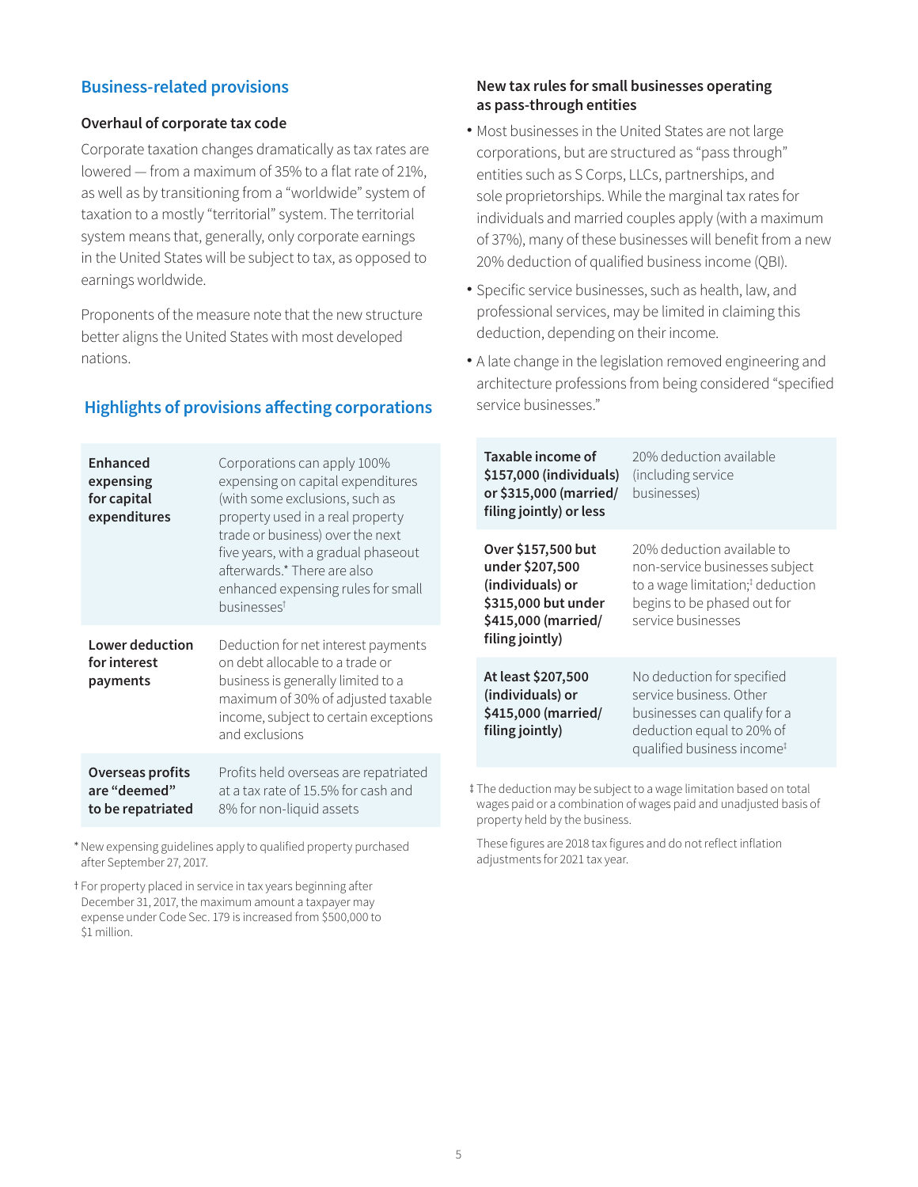## Business-related provisions

### Overhaul of corporate tax code

Corporate taxation changes dramatically as tax rates are lowered — from a maximum of 35% to a flat rate of 21%, as well as by transitioning from a "worldwide" system of taxation to a mostly "territorial" system. The territorial system means that, generally, only corporate earnings in the United States will be subject to tax, as opposed to earnings worldwide.

Proponents of the measure note that the new structure better aligns the United States with most developed nations.

## Highlights of provisions affecting corporations

| | |
|---|---|
| **Enhanced expensing for capital expenditures** | Corporations can apply 100% expensing on capital expenditures (with some exclusions, such as property used in a real property trade or business) over the next five years, with a gradual phaseout afterwards.* There are also enhanced expensing rules for small businesses† |
| **Lower deduction for interest payments** | Deduction for net interest payments on debt allocable to a trade or business is generally limited to a maximum of 30% of adjusted taxable income, subject to certain exceptions and exclusions |
| **Overseas profits are "deemed" to be repatriated** | Profits held overseas are repatriated at a tax rate of 15.5% for cash and 8% for non-liquid assets |

\* New expensing guidelines apply to qualified property purchased after September 27, 2017.

† For property placed in service in tax years beginning after December 31, 2017, the maximum amount a taxpayer may expense under Code Sec. 179 is increased from $500,000 to $1 million.

### New tax rules for small businesses operating as pass-through entities

- Most businesses in the United States are not large corporations, but are structured as "pass through" entities such as S Corps, LLCs, partnerships, and sole proprietorships. While the marginal tax rates for individuals and married couples apply (with a maximum of 37%), many of these businesses will benefit from a new 20% deduction of qualified business income (QBI).
- Specific service businesses, such as health, law, and professional services, may be limited in claiming this deduction, depending on their income.
- A late change in the legislation removed engineering and architecture professions from being considered "specified service businesses."

| | |
|---|---|
| **Taxable income of $157,000 (individuals) or $315,000 (married/ filing jointly) or less** | 20% deduction available (including service businesses) |
| **Over $157,500 but under $207,500 (individuals) or $315,000 but under $415,000 (married/ filing jointly)** | 20% deduction available to non-service businesses subject to a wage limitation;‡ deduction begins to be phased out for service businesses |
| **At least $207,500 (individuals) or $415,000 (married/ filing jointly)** | No deduction for specified service business. Other businesses can qualify for a deduction equal to 20% of qualified business income‡ |

‡ The deduction may be subject to a wage limitation based on total wages paid or a combination of wages paid and unadjusted basis of property held by the business.

These figures are 2018 tax figures and do not reflect inflation adjustments for 2021 tax year.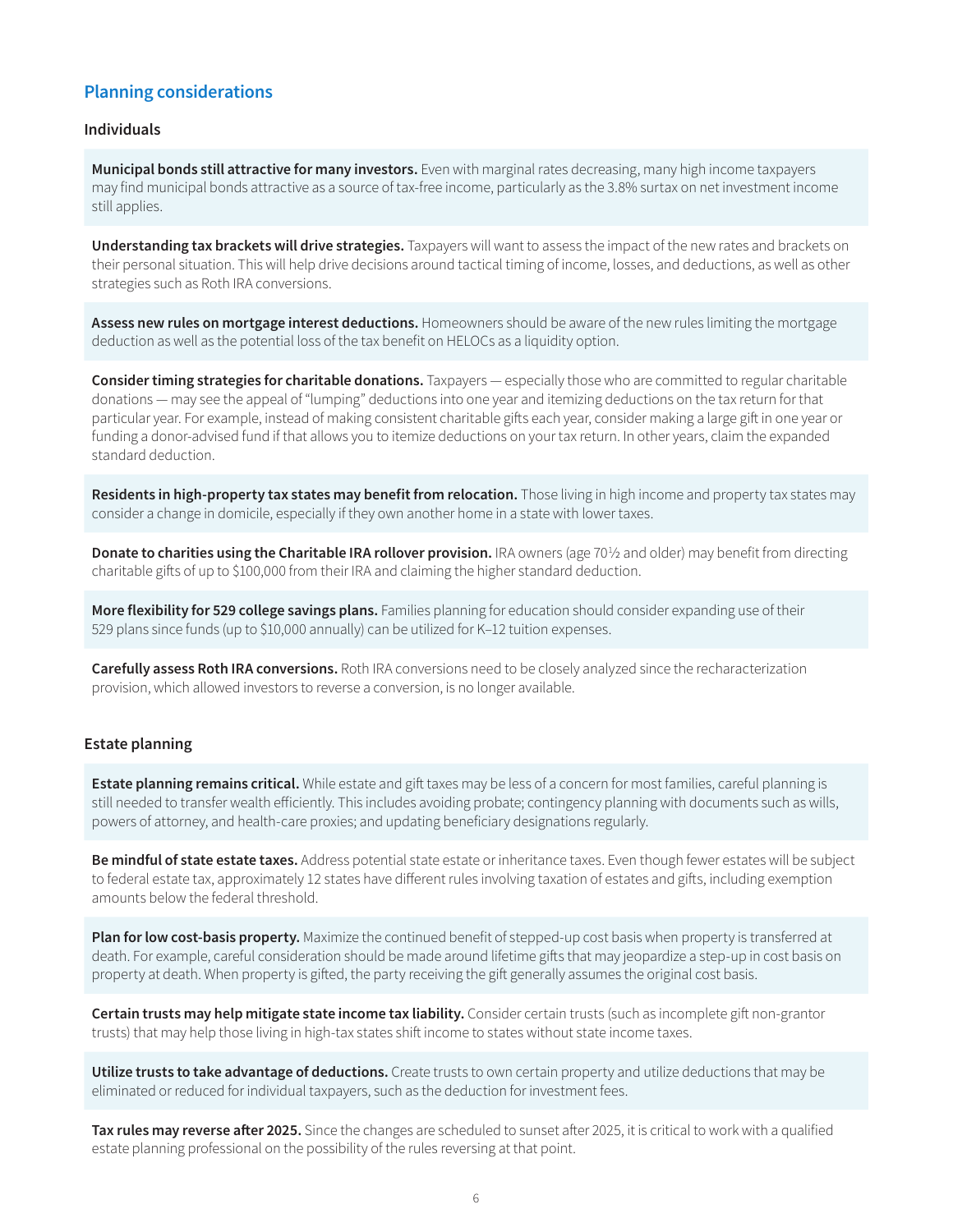## Planning considerations

### Individuals

**Municipal bonds still attractive for many investors.** Even with marginal rates decreasing, many high income taxpayers may find municipal bonds attractive as a source of tax-free income, particularly as the 3.8% surtax on net investment income still applies.

**Understanding tax brackets will drive strategies.** Taxpayers will want to assess the impact of the new rates and brackets on their personal situation. This will help drive decisions around tactical timing of income, losses, and deductions, as well as other strategies such as Roth IRA conversions.

**Assess new rules on mortgage interest deductions.** Homeowners should be aware of the new rules limiting the mortgage deduction as well as the potential loss of the tax benefit on HELOCs as a liquidity option.

**Consider timing strategies for charitable donations.** Taxpayers — especially those who are committed to regular charitable donations — may see the appeal of "lumping" deductions into one year and itemizing deductions on the tax return for that particular year. For example, instead of making consistent charitable gifts each year, consider making a large gift in one year or funding a donor-advised fund if that allows you to itemize deductions on your tax return. In other years, claim the expanded standard deduction.

**Residents in high-property tax states may benefit from relocation.** Those living in high income and property tax states may consider a change in domicile, especially if they own another home in a state with lower taxes.

**Donate to charities using the Charitable IRA rollover provision.** IRA owners (age 70½ and older) may benefit from directing charitable gifts of up to \$100,000 from their IRA and claiming the higher standard deduction.

**More flexibility for 529 college savings plans.** Families planning for education should consider expanding use of their 529 plans since funds (up to \$10,000 annually) can be utilized for K–12 tuition expenses.

**Carefully assess Roth IRA conversions.** Roth IRA conversions need to be closely analyzed since the recharacterization provision, which allowed investors to reverse a conversion, is no longer available.

### Estate planning

**Estate planning remains critical.** While estate and gift taxes may be less of a concern for most families, careful planning is still needed to transfer wealth efficiently. This includes avoiding probate; contingency planning with documents such as wills, powers of attorney, and health-care proxies; and updating beneficiary designations regularly.

**Be mindful of state estate taxes.** Address potential state estate or inheritance taxes. Even though fewer estates will be subject to federal estate tax, approximately 12 states have different rules involving taxation of estates and gifts, including exemption amounts below the federal threshold.

**Plan for low cost-basis property.** Maximize the continued benefit of stepped-up cost basis when property is transferred at death. For example, careful consideration should be made around lifetime gifts that may jeopardize a step-up in cost basis on property at death. When property is gifted, the party receiving the gift generally assumes the original cost basis.

**Certain trusts may help mitigate state income tax liability.** Consider certain trusts (such as incomplete gift non-grantor trusts) that may help those living in high-tax states shift income to states without state income taxes.

**Utilize trusts to take advantage of deductions.** Create trusts to own certain property and utilize deductions that may be eliminated or reduced for individual taxpayers, such as the deduction for investment fees.

**Tax rules may reverse after 2025.** Since the changes are scheduled to sunset after 2025, it is critical to work with a qualified estate planning professional on the possibility of the rules reversing at that point.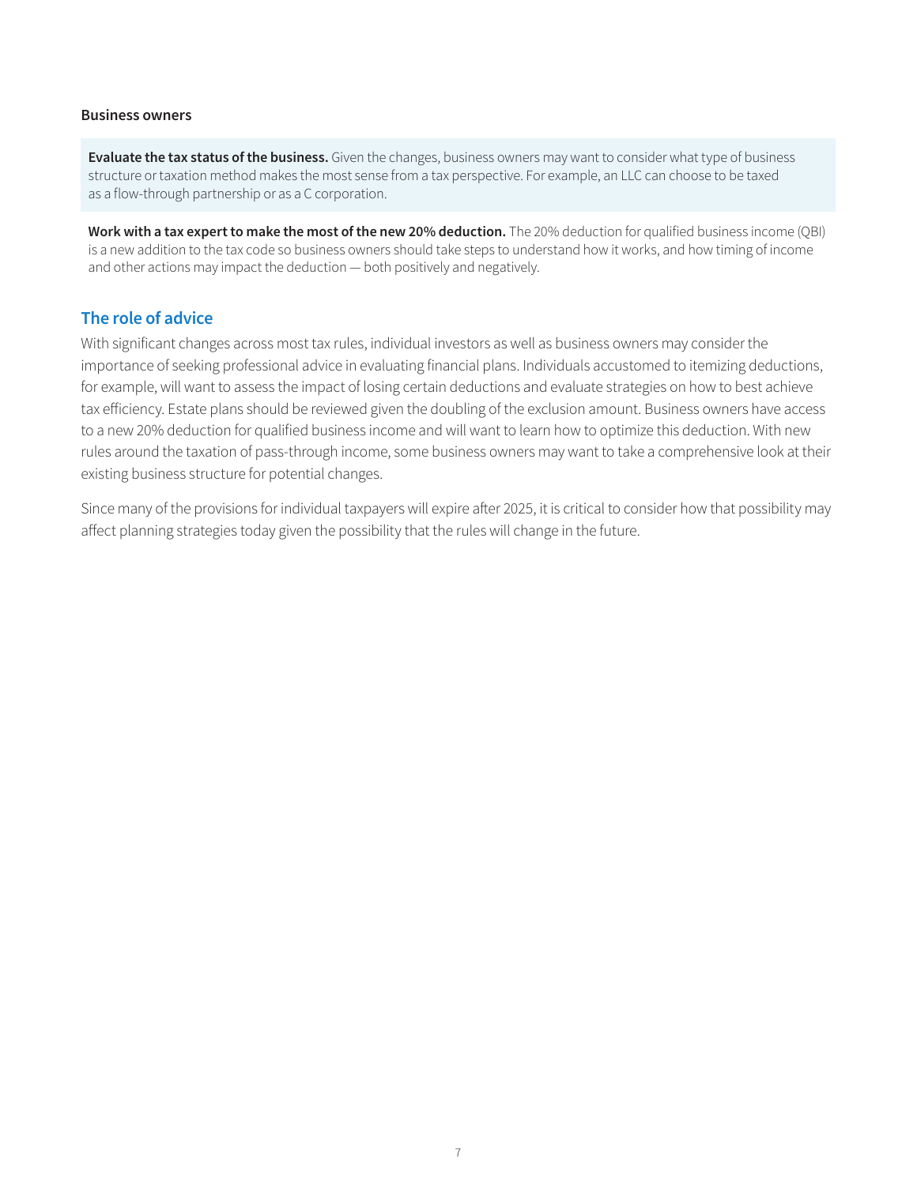**Business owners**

**Evaluate the tax status of the business.** Given the changes, business owners may want to consider what type of business structure or taxation method makes the most sense from a tax perspective. For example, an LLC can choose to be taxed as a flow-through partnership or as a C corporation.

**Work with a tax expert to make the most of the new 20% deduction.** The 20% deduction for qualified business income (QBI) is a new addition to the tax code so business owners should take steps to understand how it works, and how timing of income and other actions may impact the deduction — both positively and negatively.

## The role of advice

With significant changes across most tax rules, individual investors as well as business owners may consider the importance of seeking professional advice in evaluating financial plans. Individuals accustomed to itemizing deductions, for example, will want to assess the impact of losing certain deductions and evaluate strategies on how to best achieve tax efficiency. Estate plans should be reviewed given the doubling of the exclusion amount. Business owners have access to a new 20% deduction for qualified business income and will want to learn how to optimize this deduction. With new rules around the taxation of pass-through income, some business owners may want to take a comprehensive look at their existing business structure for potential changes.

Since many of the provisions for individual taxpayers will expire after 2025, it is critical to consider how that possibility may affect planning strategies today given the possibility that the rules will change in the future.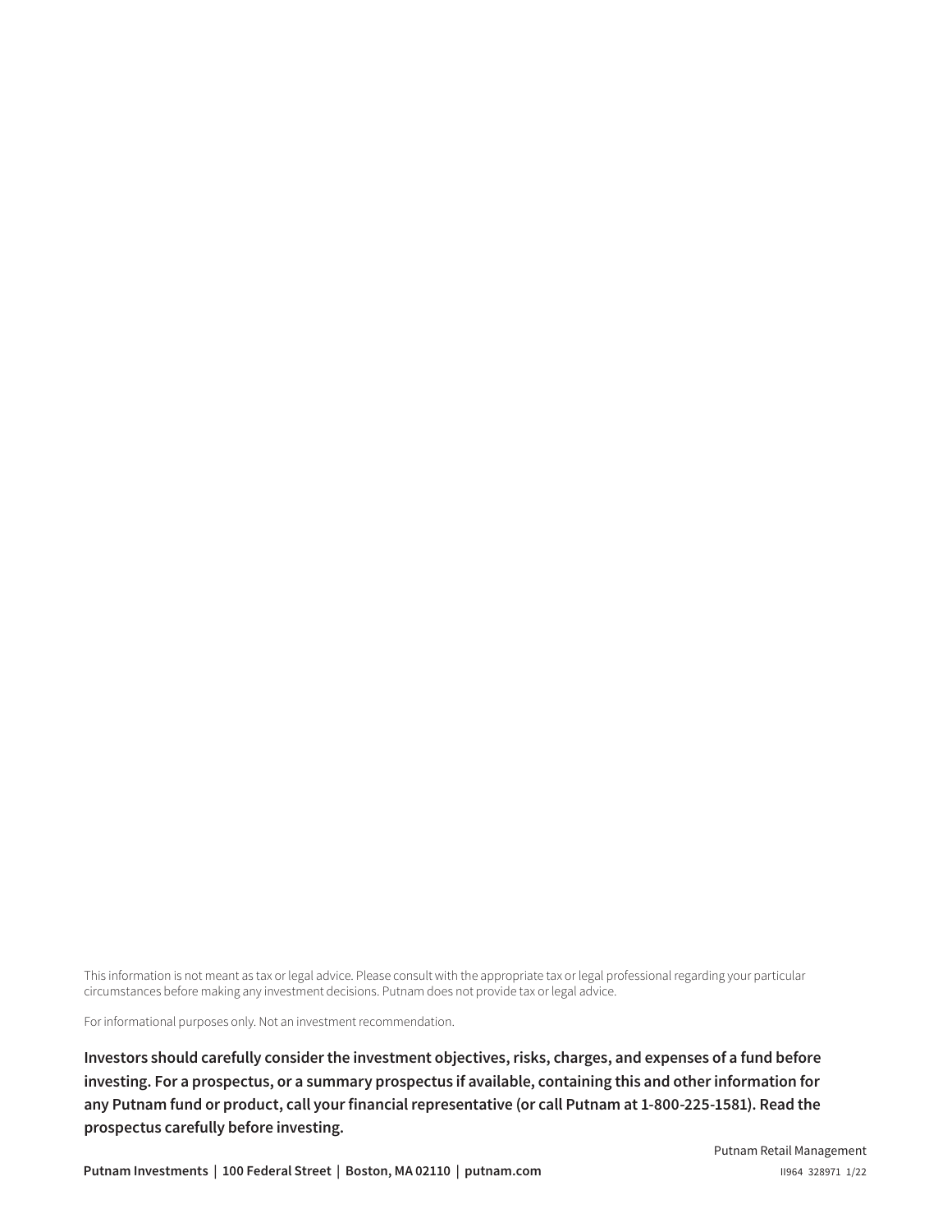This information is not meant as tax or legal advice. Please consult with the appropriate tax or legal professional regarding your particular circumstances before making any investment decisions. Putnam does not provide tax or legal advice.

For informational purposes only. Not an investment recommendation.

**Investors should carefully consider the investment objectives, risks, charges, and expenses of a fund before investing. For a prospectus, or a summary prospectus if available, containing this and other information for any Putnam fund or product, call your financial representative (or call Putnam at 1-800-225-1581). Read the prospectus carefully before investing.**

Putnam Retail Management

**Putnam Investments | 100 Federal Street | Boston, MA 02110 | putnam.com**

II964 328971 1/22